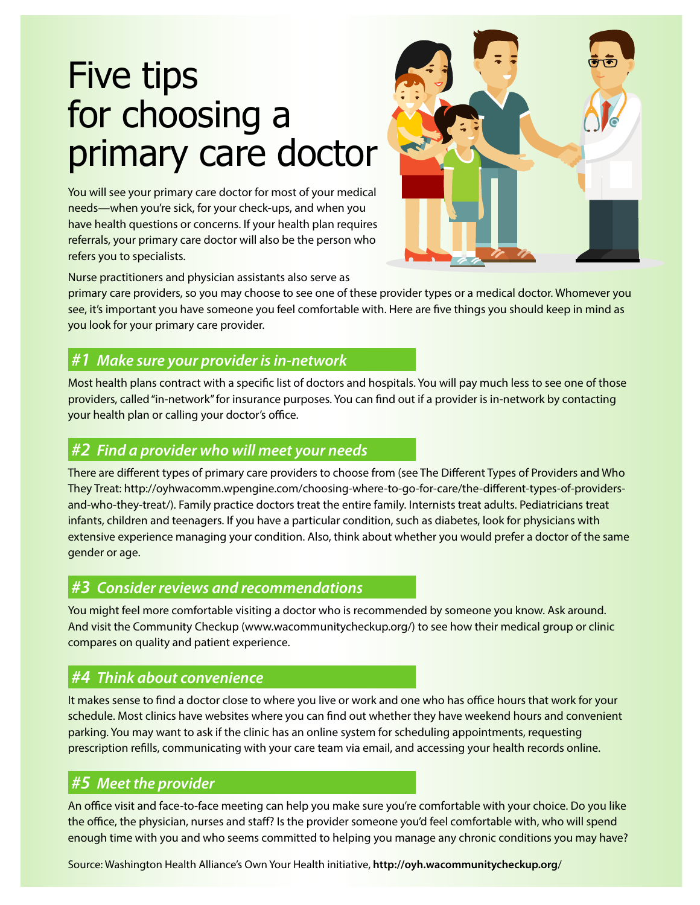# Five tips for choosing a primary care doctor

You will see your primary care doctor for most of your medical needs—when you're sick, for your check-ups, and when you have health questions or concerns. If your health plan requires referrals, your primary care doctor will also be the person who refers you to specialists.

Nurse practitioners and physician assistants also serve as primary care providers, so you may choose to see one of these provider types or a medical doctor. Whomever you see, it's important you have someone you feel comfortable with. Here are five things you should keep in mind as you look for your primary care provider.

## *#1 Make sure your provider is in-network*

Most health plans contract with a specific list of doctors and hospitals. You will pay much less to see one of those providers, called "in-network" for insurance purposes. You can find out if a provider is in-network by contacting your health plan or calling your doctor's office.

## *#2 Find a provider who will meet your needs*

There are different types of primary care providers to choose from (see The Different Types of Providers and Who They Treat: http://oyhwacomm.wpengine.com/choosing-where-to-go-for-care/the-different-types-of-providers-and-who-they-treat/). Family practice doctors treat the entire family. Internists treat adults. Pediatricians treat infants, children and teenagers. If you have a particular condition, such as diabetes, look for physicians with extensive experience managing your condition. Also, think about whether you would prefer a doctor of the same gender or age.

## *#3 Consider reviews and recommendations*

You might feel more comfortable visiting a doctor who is recommended by someone you know. Ask around. And visit the Community Checkup (www.wacommunitycheckup.org/) to see how their medical group or clinic compares on quality and patient experience.

## *#4 Think about convenience*

It makes sense to find a doctor close to where you live or work and one who has office hours that work for your schedule. Most clinics have websites where you can find out whether they have weekend hours and convenient parking. You may want to ask if the clinic has an online system for scheduling appointments, requesting prescription refills, communicating with your care team via email, and accessing your health records online.

## *#5 Meet the provider*

An office visit and face-to-face meeting can help you make sure you're comfortable with your choice. Do you like the office, the physician, nurses and staff? Is the provider someone you'd feel comfortable with, who will spend enough time with you and who seems committed to helping you manage any chronic conditions you may have?

Source: Washington Health Alliance's Own Your Health initiative, **http://oyh.wacommunitycheckup.org**/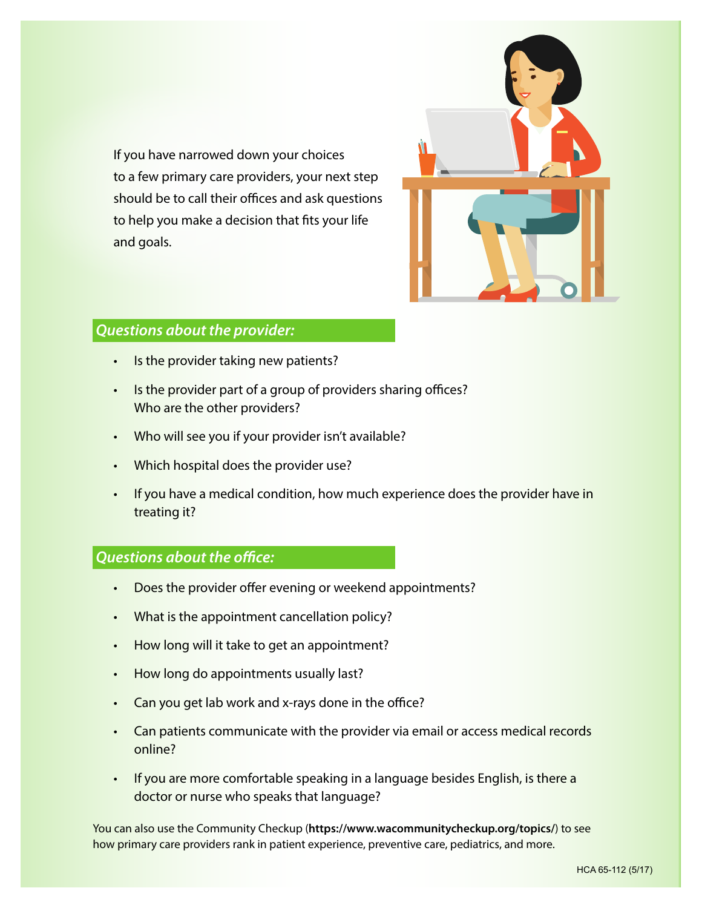If you have narrowed down your choices to a few primary care providers, your next step should be to call their offices and ask questions to help you make a decision that fits your life and goals.

## *Questions about the provider:*

- Is the provider taking new patients?
- Is the provider part of a group of providers sharing offices? Who are the other providers?
- Who will see you if your provider isn't available?
- Which hospital does the provider use?
- If you have a medical condition, how much experience does the provider have in treating it?

## *Questions about the office:*

- Does the provider offer evening or weekend appointments?
- What is the appointment cancellation policy?
- How long will it take to get an appointment?
- How long do appointments usually last?
- Can you get lab work and x-rays done in the office?
- Can patients communicate with the provider via email or access medical records online?
- If you are more comfortable speaking in a language besides English, is there a doctor or nurse who speaks that language?

You can also use the Community Checkup (**https://www.wacommunitycheckup.org/topics/**) to see how primary care providers rank in patient experience, preventive care, pediatrics, and more.

HCA 65-112 (5/17)